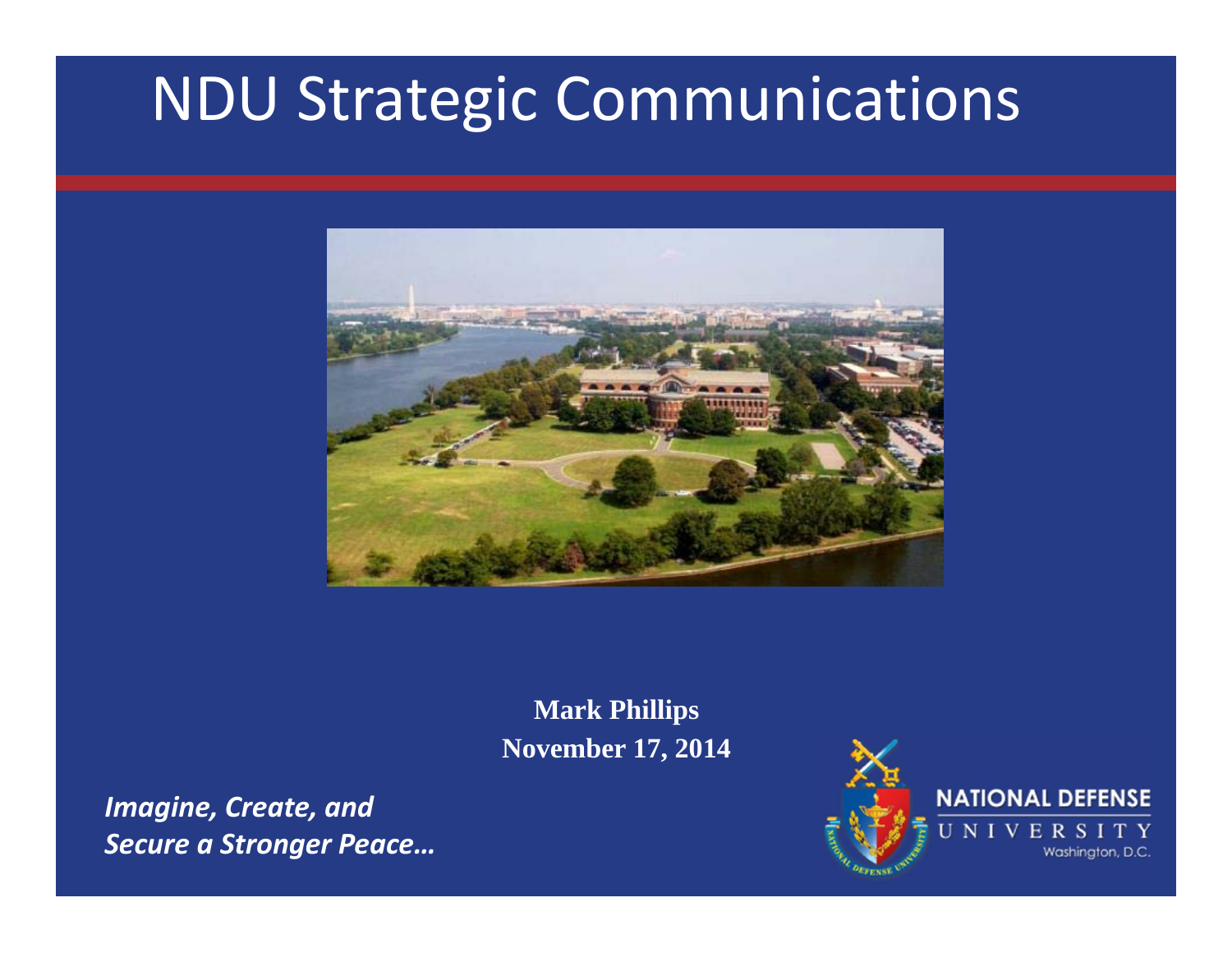# NDU Strategic Communications

**Mark Phillips**
**November 17, 2014**

***Imagine, Create, and Secure a Stronger Peace…***

NATIONAL DEFENSE UNIVERSITY
Washington, D.C.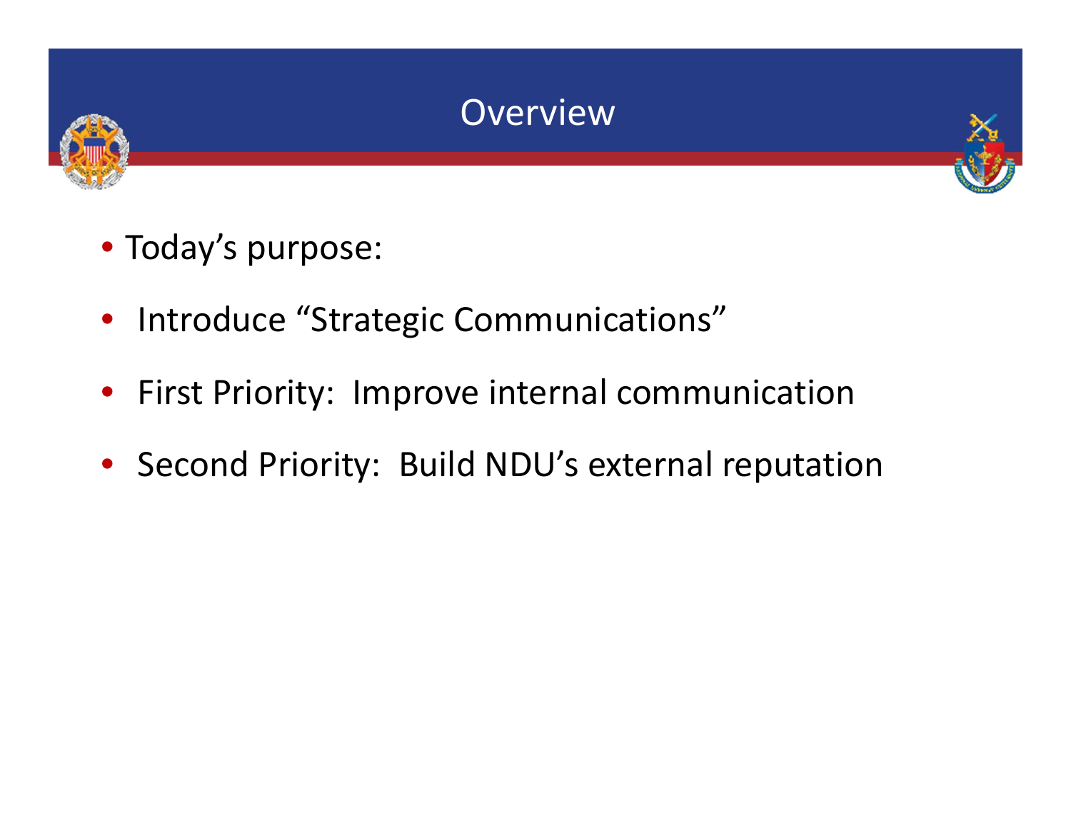# Overview

- Today's purpose:
- Introduce "Strategic Communications"
- First Priority: Improve internal communication
- Second Priority: Build NDU's external reputation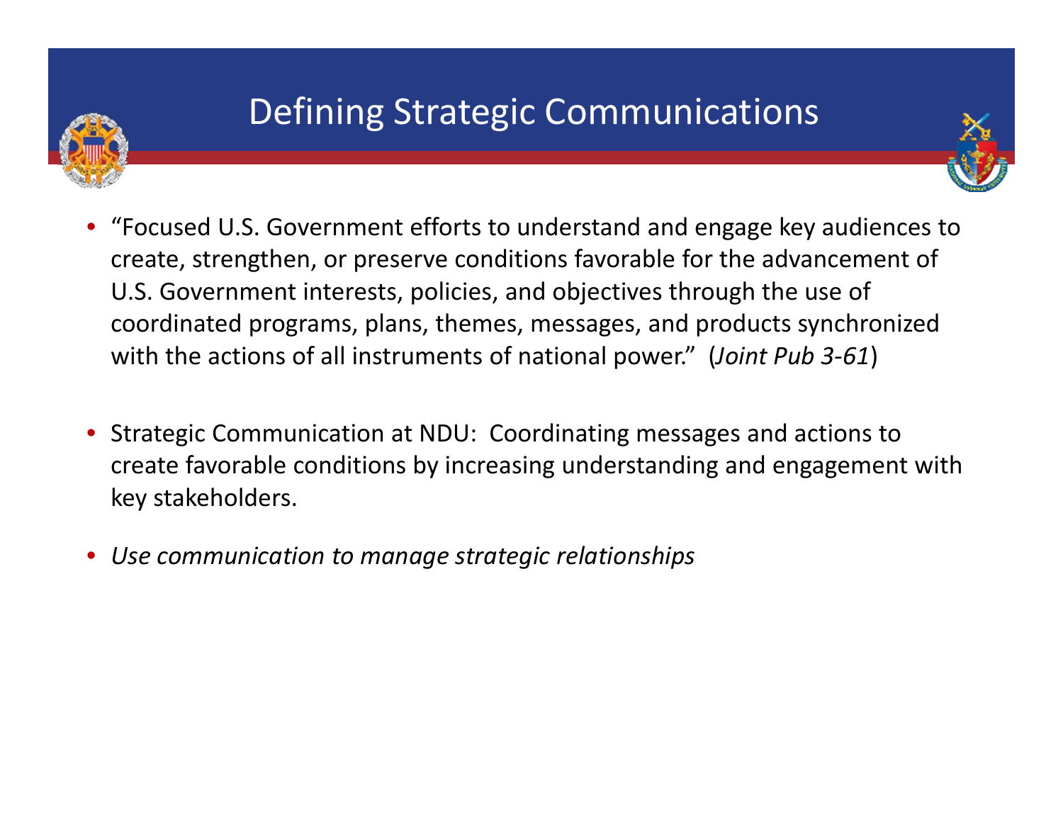# Defining Strategic Communications

- "Focused U.S. Government efforts to understand and engage key audiences to create, strengthen, or preserve conditions favorable for the advancement of U.S. Government interests, policies, and objectives through the use of coordinated programs, plans, themes, messages, and products synchronized with the actions of all instruments of national power." (*Joint Pub 3-61*)

- Strategic Communication at NDU: Coordinating messages and actions to create favorable conditions by increasing understanding and engagement with key stakeholders.

- *Use communication to manage strategic relationships*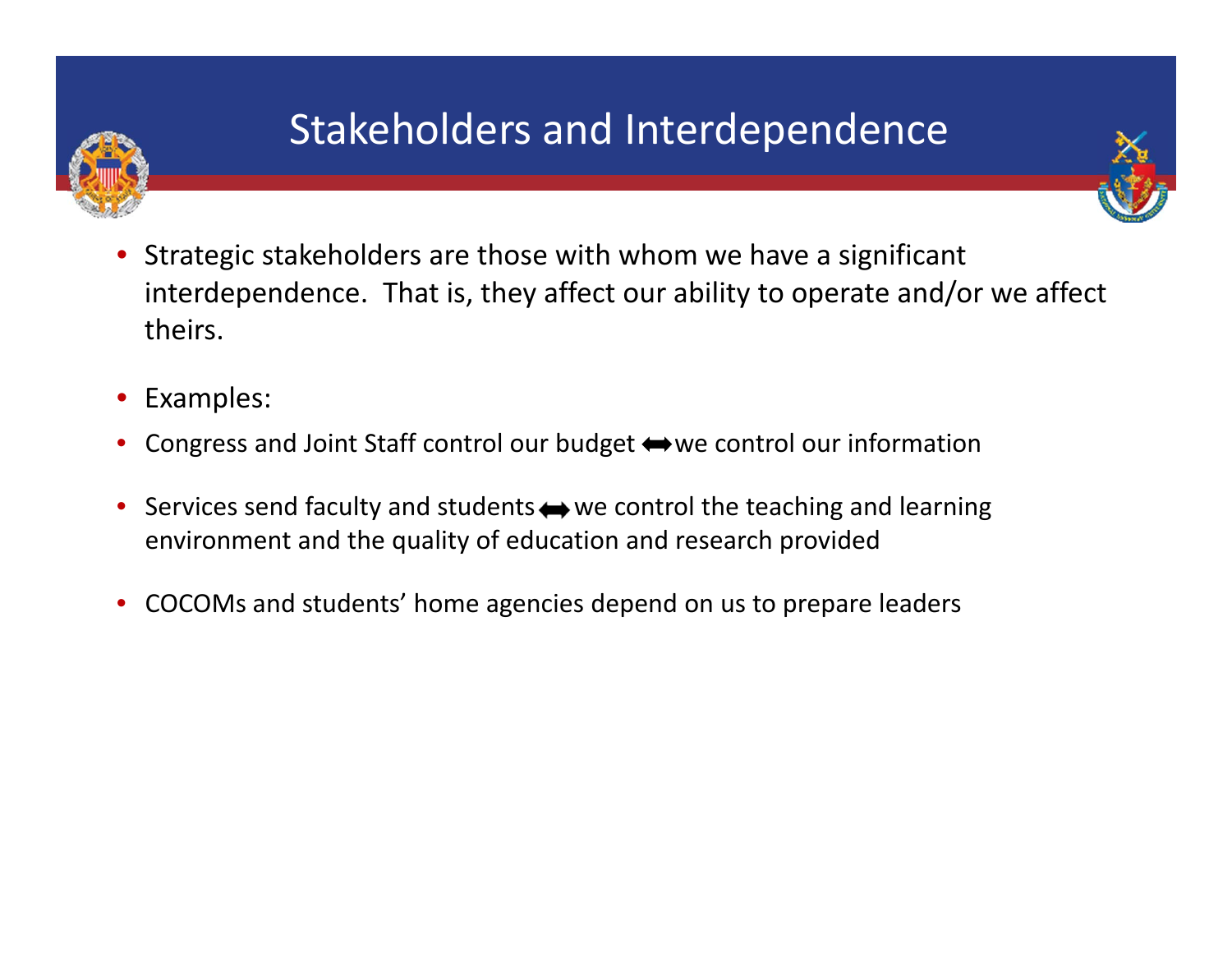# Stakeholders and Interdependence

- Strategic stakeholders are those with whom we have a significant interdependence. That is, they affect our ability to operate and/or we affect theirs.

- Examples:
- Congress and Joint Staff control our budget ⬌ we control our information

- Services send faculty and students ⬌ we control the teaching and learning environment and the quality of education and research provided

- COCOMs and students' home agencies depend on us to prepare leaders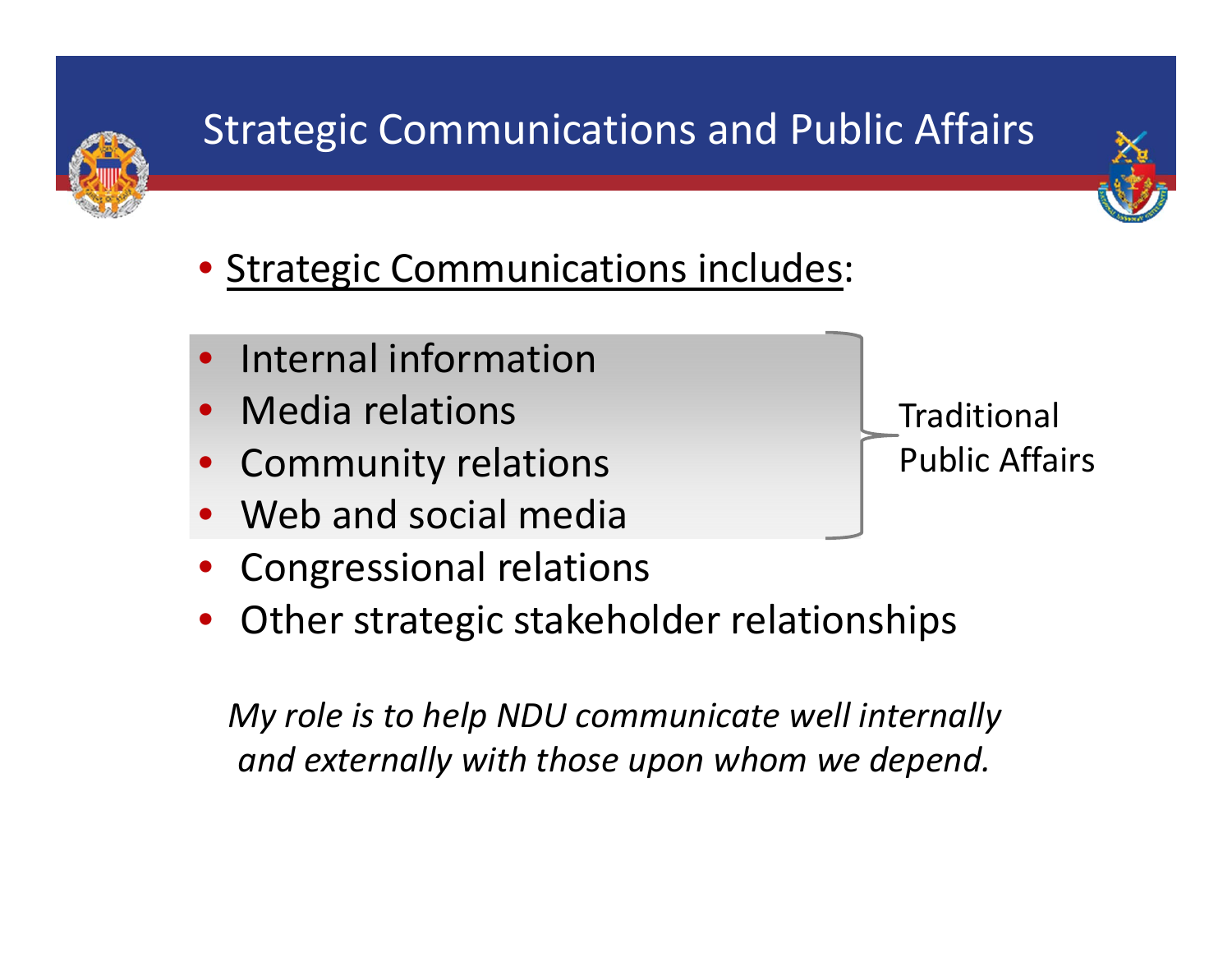# Strategic Communications and Public Affairs

- <u>Strategic Communications includes</u>:

  - Internal information
  - Media relations
  - Community relations
  - Web and social media

  (Traditional Public Affairs)

  - Congressional relations
  - Other strategic stakeholder relationships

*My role is to help NDU communicate well internally and externally with those upon whom we depend.*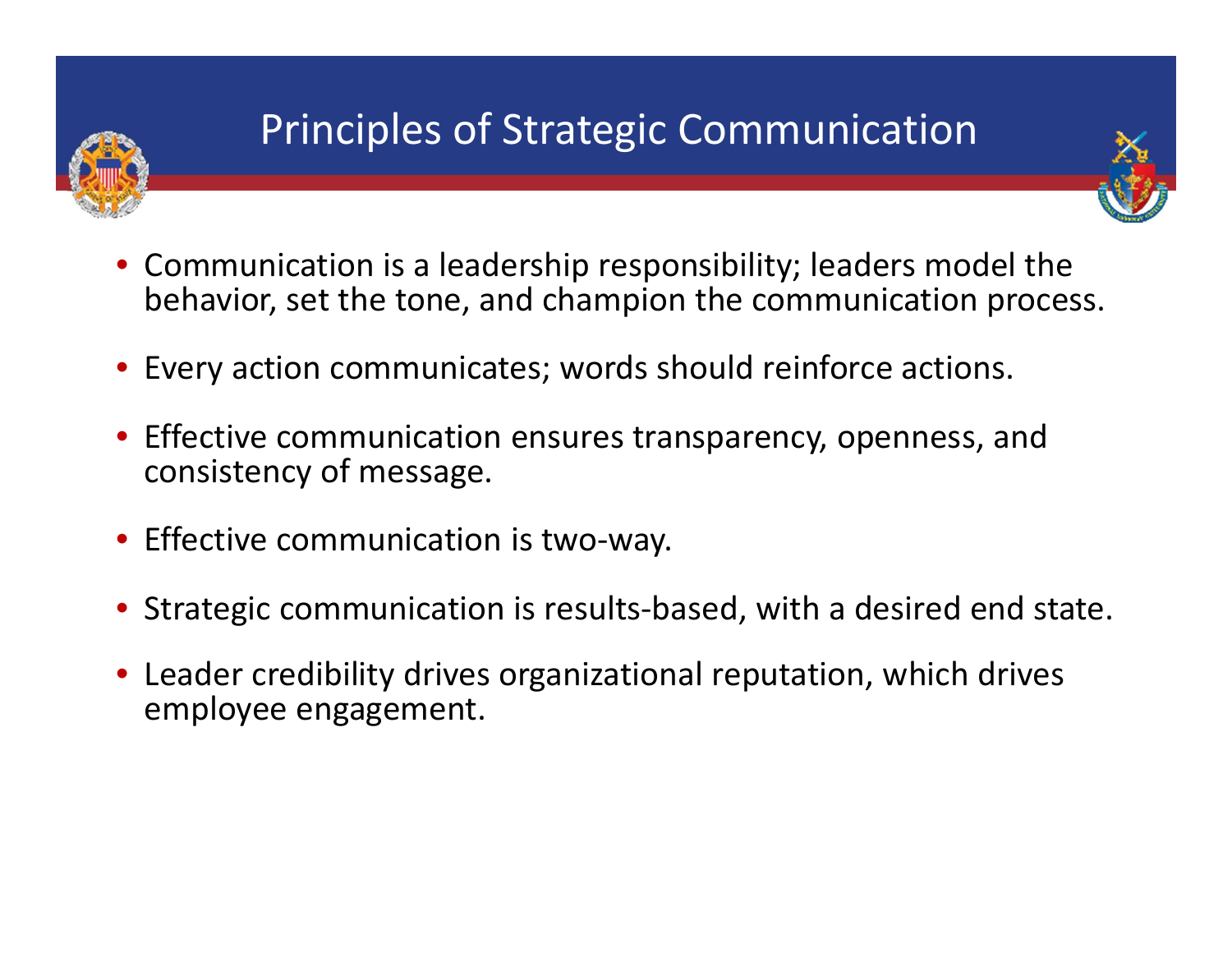# Principles of Strategic Communication

- Communication is a leadership responsibility; leaders model the behavior, set the tone, and champion the communication process.
- Every action communicates; words should reinforce actions.
- Effective communication ensures transparency, openness, and consistency of message.
- Effective communication is two-way.
- Strategic communication is results-based, with a desired end state.
- Leader credibility drives organizational reputation, which drives employee engagement.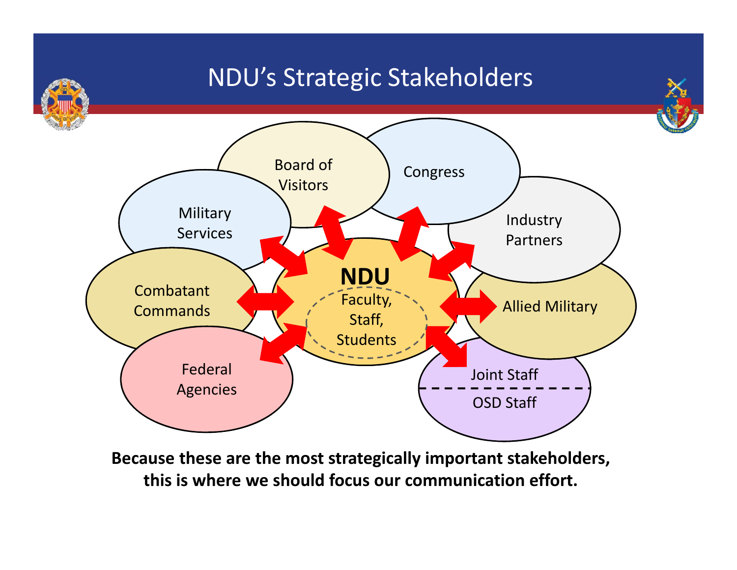# NDU's Strategic Stakeholders

- Board of Visitors
- Congress
- Military Services
- Industry Partners
- Combatant Commands
- Allied Military
- Federal Agencies
- Joint Staff / OSD Staff

**NDU**

Faculty, Staff, Students

**Because these are the most strategically important stakeholders, this is where we should focus our communication effort.**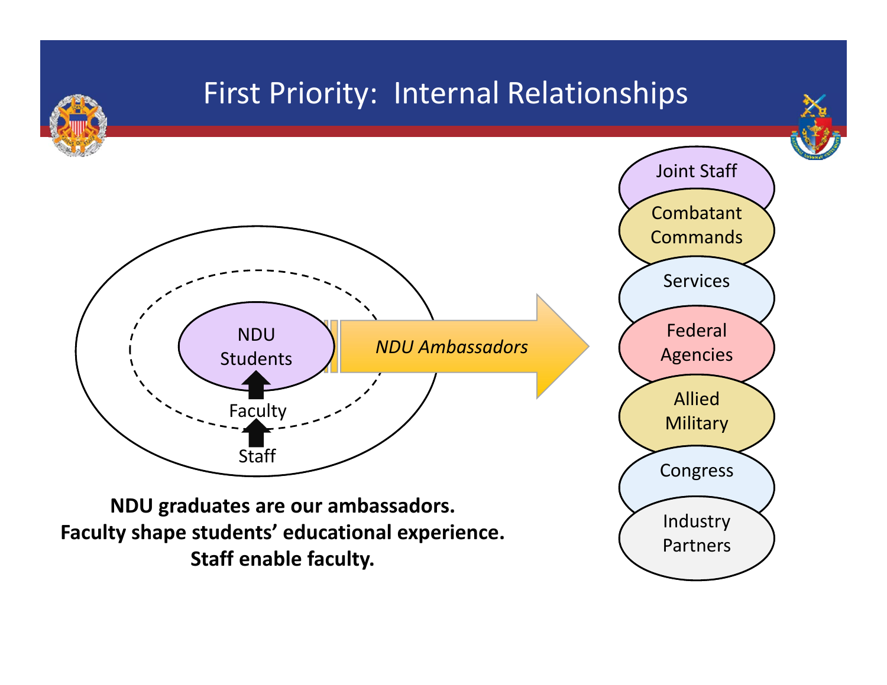# First Priority: Internal Relationships

NDU Students

Faculty

Staff

*NDU Ambassadors*

- Joint Staff
- Combatant Commands
- Services
- Federal Agencies
- Allied Military
- Congress
- Industry Partners

**NDU graduates are our ambassadors.**
**Faculty shape students' educational experience.**
**Staff enable faculty.**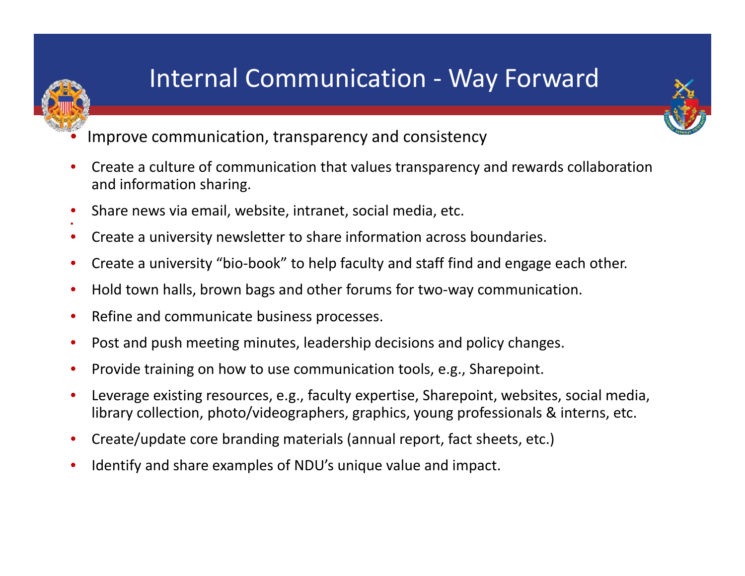# Internal Communication - Way Forward

- Improve communication, transparency and consistency
- Create a culture of communication that values transparency and rewards collaboration and information sharing.
- Share news via email, website, intranet, social media, etc.
- Create a university newsletter to share information across boundaries.
- Create a university "bio-book" to help faculty and staff find and engage each other.
- Hold town halls, brown bags and other forums for two-way communication.
- Refine and communicate business processes.
- Post and push meeting minutes, leadership decisions and policy changes.
- Provide training on how to use communication tools, e.g., Sharepoint.
- Leverage existing resources, e.g., faculty expertise, Sharepoint, websites, social media, library collection, photo/videographers, graphics, young professionals & interns, etc.
- Create/update core branding materials (annual report, fact sheets, etc.)
- Identify and share examples of NDU's unique value and impact.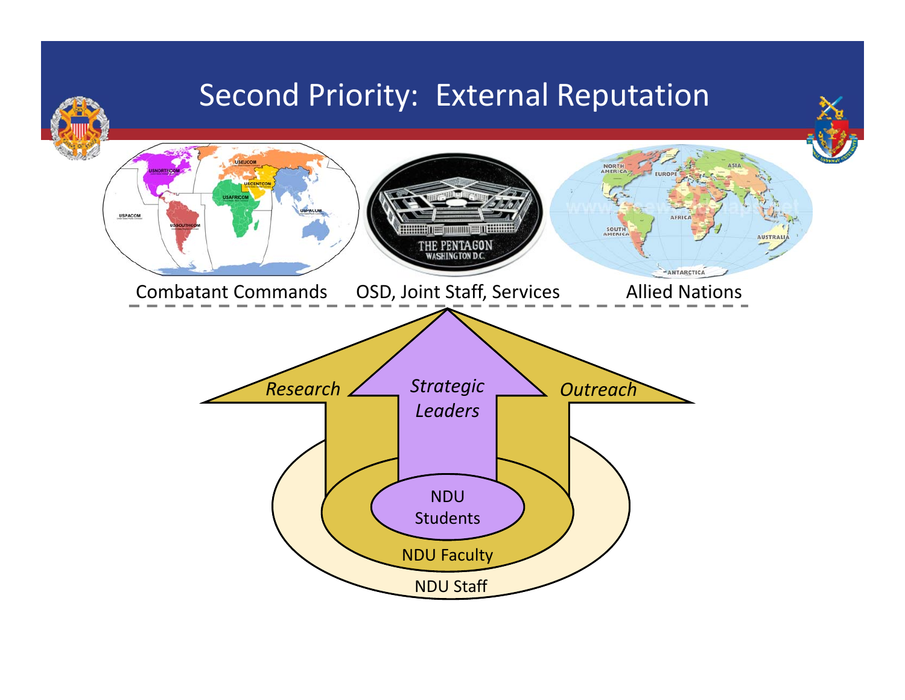# Second Priority: External Reputation

Combatant Commands OSD, Joint Staff, Services Allied Nations

*Research* *Strategic Leaders* *Outreach*

NDU Students

NDU Faculty

NDU Staff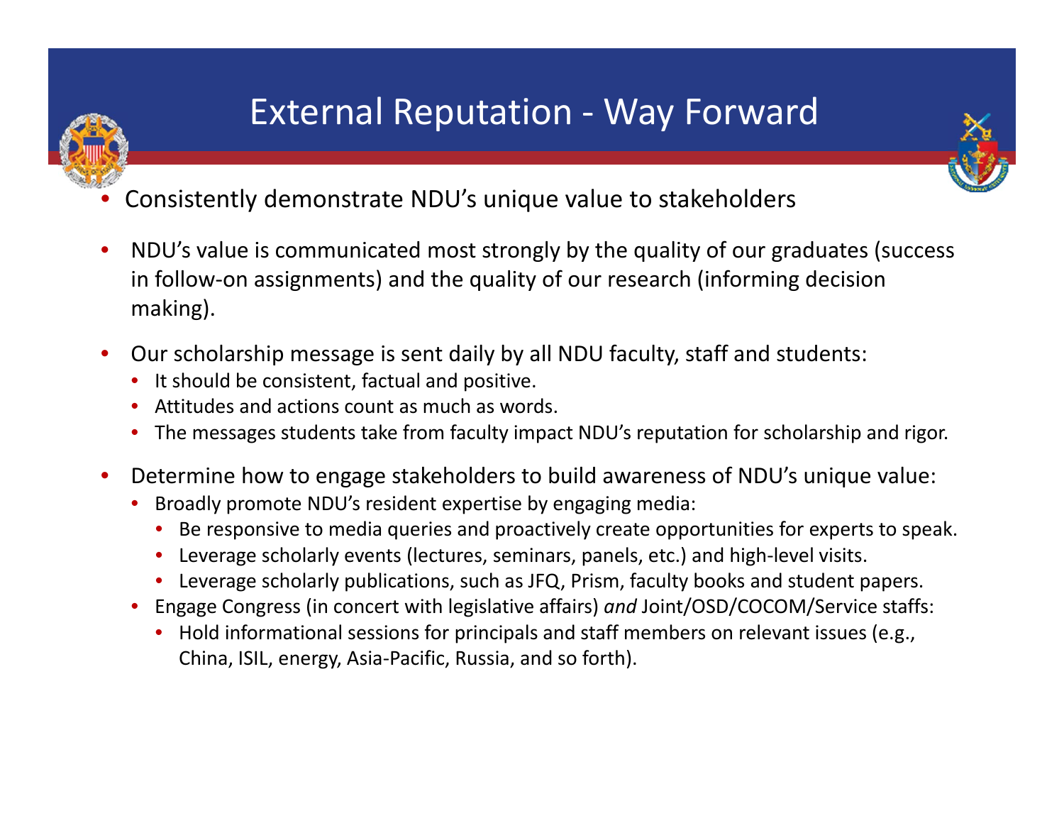# External Reputation - Way Forward

- Consistently demonstrate NDU's unique value to stakeholders

- NDU's value is communicated most strongly by the quality of our graduates (success in follow-on assignments) and the quality of our research (informing decision making).

- Our scholarship message is sent daily by all NDU faculty, staff and students:
  - It should be consistent, factual and positive.
  - Attitudes and actions count as much as words.
  - The messages students take from faculty impact NDU's reputation for scholarship and rigor.

- Determine how to engage stakeholders to build awareness of NDU's unique value:
  - Broadly promote NDU's resident expertise by engaging media:
    - Be responsive to media queries and proactively create opportunities for experts to speak.
    - Leverage scholarly events (lectures, seminars, panels, etc.) and high-level visits.
    - Leverage scholarly publications, such as JFQ, Prism, faculty books and student papers.
  - Engage Congress (in concert with legislative affairs) *and* Joint/OSD/COCOM/Service staffs:
    - Hold informational sessions for principals and staff members on relevant issues (e.g., China, ISIL, energy, Asia-Pacific, Russia, and so forth).